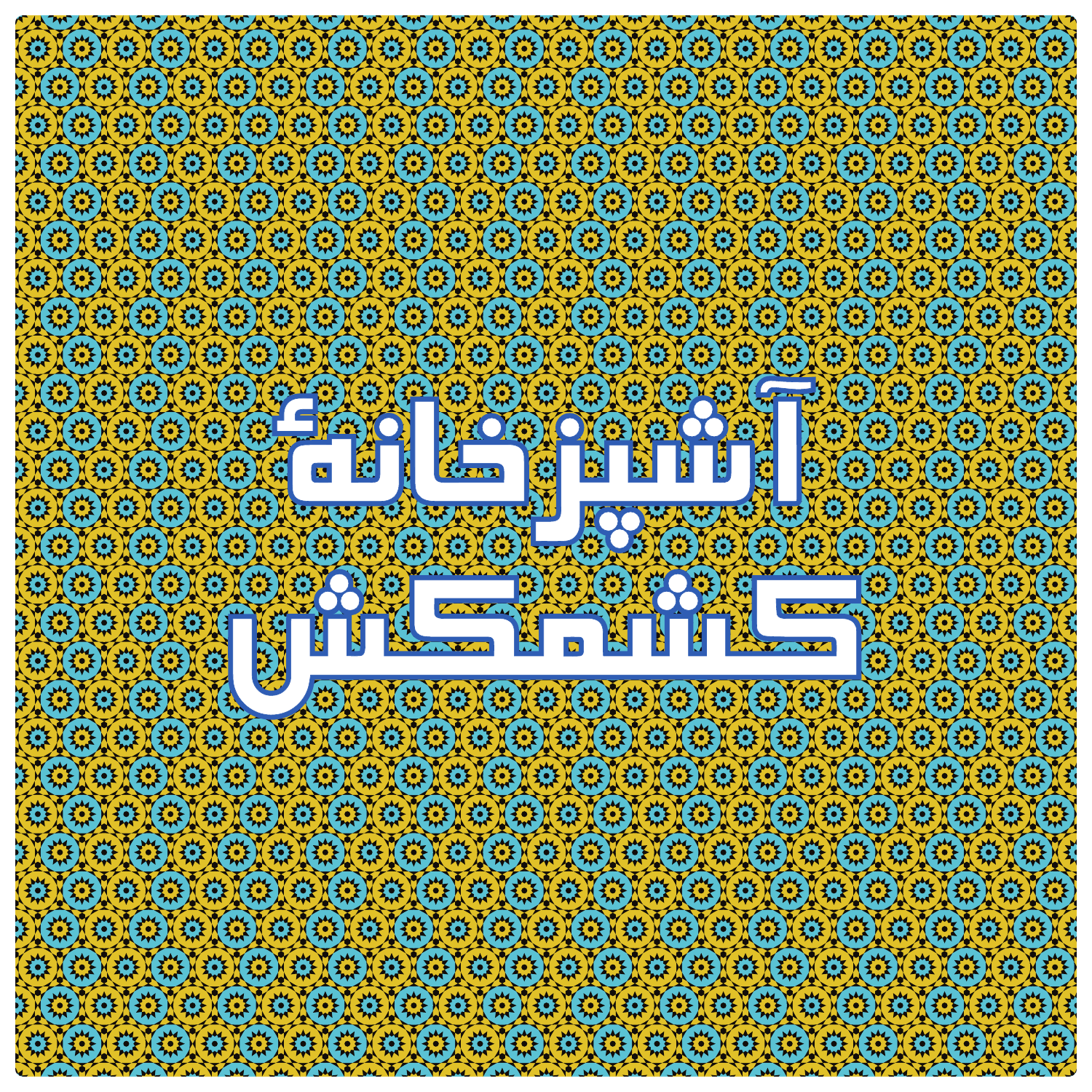# آشپزخانهٔ کشمکش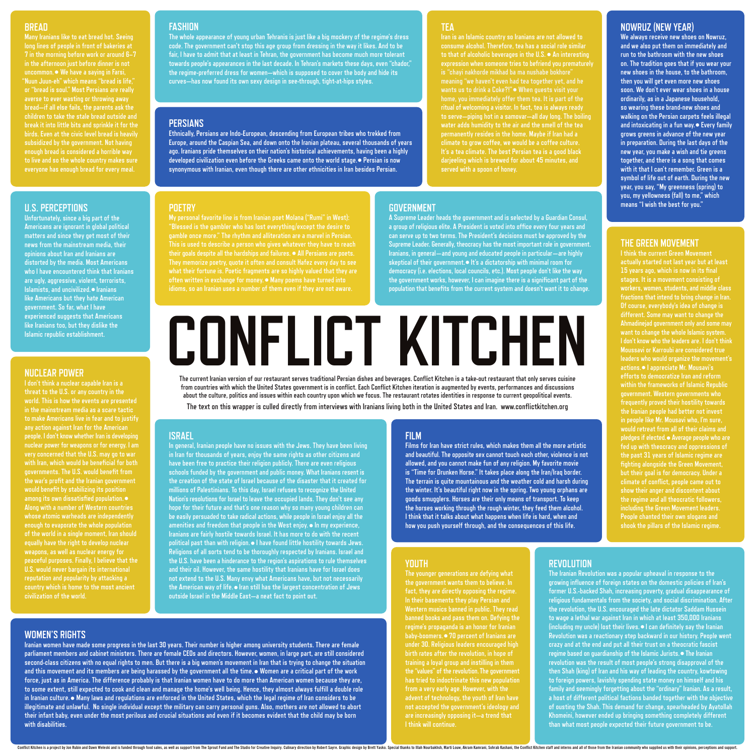# CONFLICT KITCHEN

The current Iranian version of our restaurant serves traditional Persian dishes and beverages. Conflict Kitchen is a take-out restaurant that only serves cuisine from countries with which the United States government is in conflict. Each Conflict Kitchen iteration is augmented by events, performances and discussions about the culture, politics and issues within each country upon which we focus. The restaurant rotates identities in response to current geopolitical events.

The text on this wrapper is culled directly from interviews with Iranians living both in the United States and Iran. www.conflictkitchen.org

## BREAD

Many Iranians like to eat bread hot. Seeing long lines of people in front of bakeries at 7 in the morning before work or around 6–7 in the afternoon just before dinner is not uncommon. ● We have a saying in Farsi, "Nuun Juun-eh" which means "bread is life," or "bread is soul." Most Persians are really averse to ever wasting or throwing away bread—if all else fails, the parents ask the children to take the stale bread outside and break it into little bits and sprinkle it for the birds. Even at the civic level bread is heavily subsidized by the government. Not having enough bread is considered a horrible way to live and so the whole country makes sure everyone has enough bread for every meal.

## FASHION

The whole appearance of young urban Tehranis is just like a big mockery of the regime's dress code. The government can't stop this age group from dressing in the way it likes. And to be fair, I have to admit that at least in Tehran, the government has become much more tolerant towards people's appearances in the last decade. In Tehran's markets these days, even "chador," the regime-preferred dress for women—which is supposed to cover the body and hide its curves—has now found its own sexy design in see-through, tight-at-hips styles.

## PERSIANS

Ethnically, Persians are Indo-European, descending from European tribes who trekked from Europe, around the Caspian Sea, and down onto the Iranian plateau, several thousands of years ago. Iranians pride themselves on their nation's historical achievements, having been a highly developed civilization even before the Greeks came onto the world stage. ● Persian is now synonymous with Iranian, even though there are other ethnicities in Iran besides Persian.

## TEA

Iran is an Islamic country so Iranians are not allowed to consume alcohol. Therefore, tea has a social role similar to that of alcoholic beverages in the U.S. ● An interesting expression when someone tries to befriend you prematurely is "chayi nakhorde mikhad ba ma nushabe bokhore" meaning "we haven't even had tea together yet, and he wants us to drink a Coke?!" ● When guests visit your home, you immediately offer them tea. It is part of the ritual of welcoming a visitor. In fact, tea is always ready to serve—piping hot in a samovar—all day long. The boiling water adds humidity to the air and the smell of the tea permanently resides in the home. Maybe if Iran had a climate to grow coffee, we would be a coffee culture. It's a tea climate. The best Persian tea is a good black darjeeling which is brewed for about 45 minutes, and served with a spoon of honey.

## NOWRUZ (NEW YEAR)

We always receive new shoes on Nowruz, and we also put them on immediately and run to the bathroom with the new shoes on. The tradition goes that if you wear your new shoes in the house, to the bathroom, then you will get even more new shoes soon. We don't ever wear shoes in a house ordinarily, as in a Japanese household, so wearing these brand-new shoes and walking on the Persian carpets feels illegal and intoxicating in a fun way. ● Every family grows greens in advance of the new year in preparation. During the last days of the new year, you make a wish and tie greens together, and there is a song that comes with it that I can't remember. Green is a symbol of life out of earth. During the new year, you say, "My greenness (spring) to you, my yellowness (fall) to me," which means "I wish the best for you."

## U.S. PERCEPTIONS

Unfortunately, since a big part of the Americans are ignorant in global political matters and since they get most of their news from the mainstream media, their opinions about Iran and Iranians are distorted by the media. Most Americans who I have encountered think that Iranians are ugly, aggressive, violent, terrorists, Islamists, and uncivilized. ● Iranians like Americans but they hate American government. So far, what I have experienced suggests that Americans like Iranians too, but they dislike the Islamic republic establishment.

## POETRY

My personal favorite line is from Iranian poet Molana ("Rumi" in West): "Blessed is the gambler who has lost everything/except the desire to gamble once more." The rhythm and alliteration are a marvel in Persian. This is used to describe a person who gives whatever they have to reach their goals despite all the hardships and failures. ● All Persians are poets. They memorize poetry, quote it often and consult Hafez every day to see what their fortune is. Poetic fragments are so highly valued that they are often written in exchange for money. ● Many poems have turned into idioms, so an Iranian uses a number of them even if they are not aware.

## GOVERNMENT

A Supreme Leader heads the government and is selected by a Guardian Consul, a group of religious elite. A President is voted into office every four years and can serve up to two terms. The President's decisions must be approved by the Supreme Leader. Generally, theocracy has the most important role in government. Iranians, in general—and young and educated people in particular—are highly skeptical of their government. ● It's a dictatorship with minimal room for democracy (i.e. elections, local councils, etc.). Most people don't like the way the government works, however, I can imagine there is a significant part of the population that benefits from the current system and doesn't want it to change.

## THE GREEN MOVEMENT

I think the current Green Movement actually started not last year but at least 15 years ago, which is now in its final stages. It is a movement consisting of workers, women, students, and middle class fractions that intend to bring change in Iran. Of course, everybody's idea of change is different. Some may want to change the Ahmadinejad government only and some may want to change the whole Islamic system. I don't know who the leaders are. I don't think Moussavi or Karroubi are considered true leaders who would organize the movement's actions. ● I appreciate Mr. Mousavi's efforts to democratize Iran and reform within the frameworks of Islamic Republic government. Western governments who frequently proved their hostility towards the Iranian people had better not invest in people like Mr. Mousavi who, I'm sure, would retreat from all of their claims and pledges if elected. ● Average people who are fed up with theocracy and oppressions of the past 31 years of Islamic regime are fighting alongside the Green Movement, but their goal is for democracy. Under a climate of conflict, people came out to show their anger and discontent about the regime and all theocratic followers, including the Green Movement leaders. People chanted their own slogans and shook the pillars of the Islamic regime.

## NUCLEAR POWER

I don't think a nuclear capable Iran is a threat to the U.S. or any country in the world. This is how the events are presented in the mainstream media as a scare tactic to make Americans live in fear and to justify any action against Iran for the American people. I don't know whether Iran is developing nuclear power for weapons or for energy. I am very concerned that the U.S. may go to war with Iran, which would be beneficial for both governments. The U.S. would benefit from the war's profit and the Iranian government would benefit by stabilizing its position among its many dissatisfied population. ● Along with a number of Western countries whose atomic warheads are independently enough to evaporate the whole population of the world in a single moment, Iran should equally have the right to develop nuclear weapons, as well as nuclear energy for peaceful purposes. Finally, I believe that the U.S. would never bargain its international reputation and popularity by attacking a country which is home to the most ancient civilization of the world.

## ISRAEL

In general, Iranian people have no issues with the Jews. They have been living in Iran for thousands of years, enjoy the same rights as other citizens and have been free to practice their religion publicly. There are even religious schools funded by the government and public money. What Iranians resent is the creation of the state of Israel because of the disaster that it created for millions of Palestinians. To this day, Israel refuses to recognize the United Nation's resolutions for Israel to leave the occupied lands. They don't see any hope for their future and that's one reason why so many young children can be easily persuaded to take radical actions, while people in Israel enjoy all the amenities and freedom that people in the West enjoy. ● In my experience, Iranians are fairly hostile towards Israel. It has more to do with the recent political past than with religion. ● I have found little hostility towards Jews. Religions of all sorts tend to be thoroughly respected by Iranians. Israel and the U.S. have been a hinderance to the region's aspirations to rule themselves and their oil. However, the same hostility that Iranians have for Israel does not extend to the U.S. Many envy what Americans have, but not necessarily the American way of life. ● Iran still has the largest concentration of Jews outside Israel in the Middle East—a neat fact to point out.

## FILM

Films for Iran have strict rules, which makes them all the more artistic and beautiful. The opposite sex cannot touch each other, violence is not allowed, and you cannot make fun of any religion. My favorite movie is "Time for Drunken Horse." It takes place along the Iran/Iraq border. The terrain is quite mountainous and the weather cold and harsh during the winter. It's beautiful right now in the spring. Two young orphans are goods smugglers. Horses are their only means of transport. To keep the horses working through the rough winter, they feed them alcohol. I think that it talks about what happens when life is hard, when and how you push yourself through, and the consequences of this life.

## YOUTH

The younger generations are defying what the government wants them to believe. In fact, they are directly opposing the regime. In their basements they play Persian and Western musics banned in public. They read banned books and pass them on. Defying the regime's propaganda is an honor for Iranian baby-boomers. ● 70 percent of Iranians are under 30. Religious leaders encouraged high birth rates after the revolution, in hope of training a loyal group and instilling in them the "values" of the revolution. The government has tried to indoctrinate this new population from a very early age. However, with the advent of technology, the youth of Iran have not accepted the government's ideology and are increasingly opposing it—a trend that I think will continue.

## REVOLUTION

The Iranian Revolution was a popular upheaval in response to the growing influence of foreign states on the domestic policies of Iran's former U.S.-backed Shah, increasing poverty, gradual disappearance of religious fundamentals from the society, and social discrimination. After the revolution, the U.S. encouraged the late dictator Saddam Hussein to wage a lethal war against Iran in which at least 350,000 Iranians (including my uncle) lost their lives. ● I can definitely say the Iranian Revolution was a reactionary step backward in our history. People went crazy and at the end and put all their trust on a theocratic fascist regime based on guardianship of the Islamic Jurists. ● The Iranian revolution was the result of most people's strong disapproval of the then Shah (king) of Iran and his way of leading the country, kowtowing to foreign powers, lavishly spending state money on himself and his family and seemingly forgetting about the "ordinary" Iranian. As a result, a host of different political factions banded together with the objective of ousting the Shah. This demand for change, spearheaded by Ayatollah Khomeini, however ended up bringing something completely different than what most people expected their future government to be.

## WOMEN'S RIGHTS

Iranian women have made some progress in the last 30 years. Their number is higher among university students. There are female parliament members and cabinet ministers. There are female CEOs and directors. However, women, in large part, are still considered second-class citizens with no equal rights to men. But there is a big women's movement in Iran that is trying to change the situation and this movement and its members are being harassed by the government all the time. ● Women are a critical part of the work force, just as in America. The difference probably is that Iranian women have to do more than American women because they are, to some extent, still expected to cook and clean and manage the home's well being. Hence, they almost always fulfill a double role in Iranian culture. ● Many laws and regulations are enforced in the United States, which the legal regime of Iran considers to be illegitimate and unlawful. No single individual except the military can carry personal guns. Also, mothers are not allowed to abort their infant baby, even under the most perilous and crucial situations and even if it becomes evident that the child may be born with disabilities.

Conflict Kitchen is a project by Jon Rubin and Dawn Weleski and is funded through food sales, as well as support from The Sprout Fund and The Studio for Creative Inquiry. Culinary direction by Robert Sayre. Graphic design by Brett Yasko. Special thanks to Illah Nourbakhsh, Marti Louw, Akram Kamrani, Sohrab Kashani, the Conflict Kitchen staff and interns and all of those from the Iranian community who supplied us with their opinions, perceptions and support.